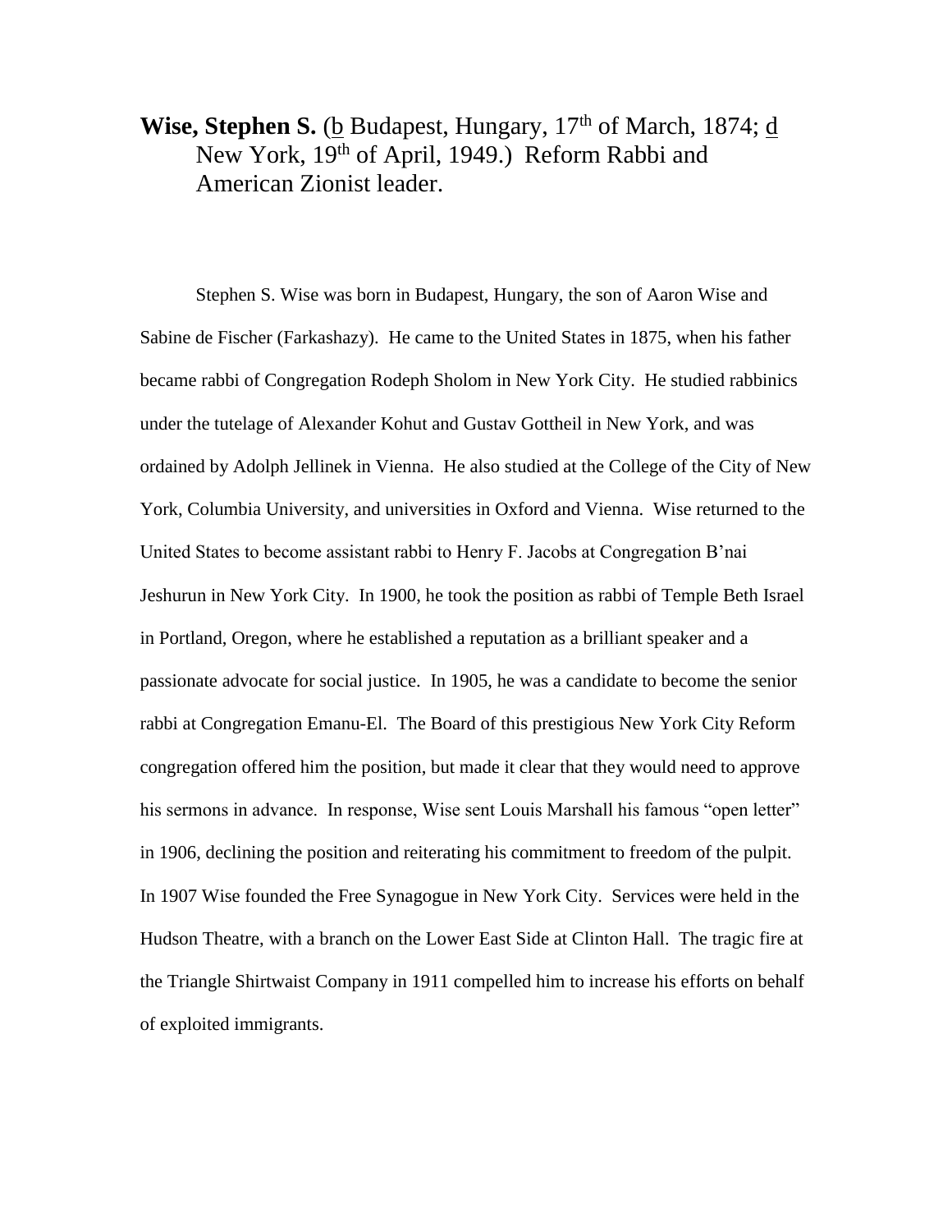**Wise, Stephen S.** (b Budapest, Hungary, 17th of March, 1874; d New York, 19th of April, 1949.) Reform Rabbi and American Zionist leader.

Stephen S. Wise was born in Budapest, Hungary, the son of Aaron Wise and Sabine de Fischer (Farkashazy). He came to the United States in 1875, when his father became rabbi of Congregation Rodeph Sholom in New York City. He studied rabbinics under the tutelage of Alexander Kohut and Gustav Gottheil in New York, and was ordained by Adolph Jellinek in Vienna. He also studied at the College of the City of New York, Columbia University, and universities in Oxford and Vienna. Wise returned to the United States to become assistant rabbi to Henry F. Jacobs at Congregation B'nai Jeshurun in New York City. In 1900, he took the position as rabbi of Temple Beth Israel in Portland, Oregon, where he established a reputation as a brilliant speaker and a passionate advocate for social justice. In 1905, he was a candidate to become the senior rabbi at Congregation Emanu-El. The Board of this prestigious New York City Reform congregation offered him the position, but made it clear that they would need to approve his sermons in advance. In response, Wise sent Louis Marshall his famous "open letter" in 1906, declining the position and reiterating his commitment to freedom of the pulpit. In 1907 Wise founded the Free Synagogue in New York City. Services were held in the Hudson Theatre, with a branch on the Lower East Side at Clinton Hall. The tragic fire at the Triangle Shirtwaist Company in 1911 compelled him to increase his efforts on behalf of exploited immigrants.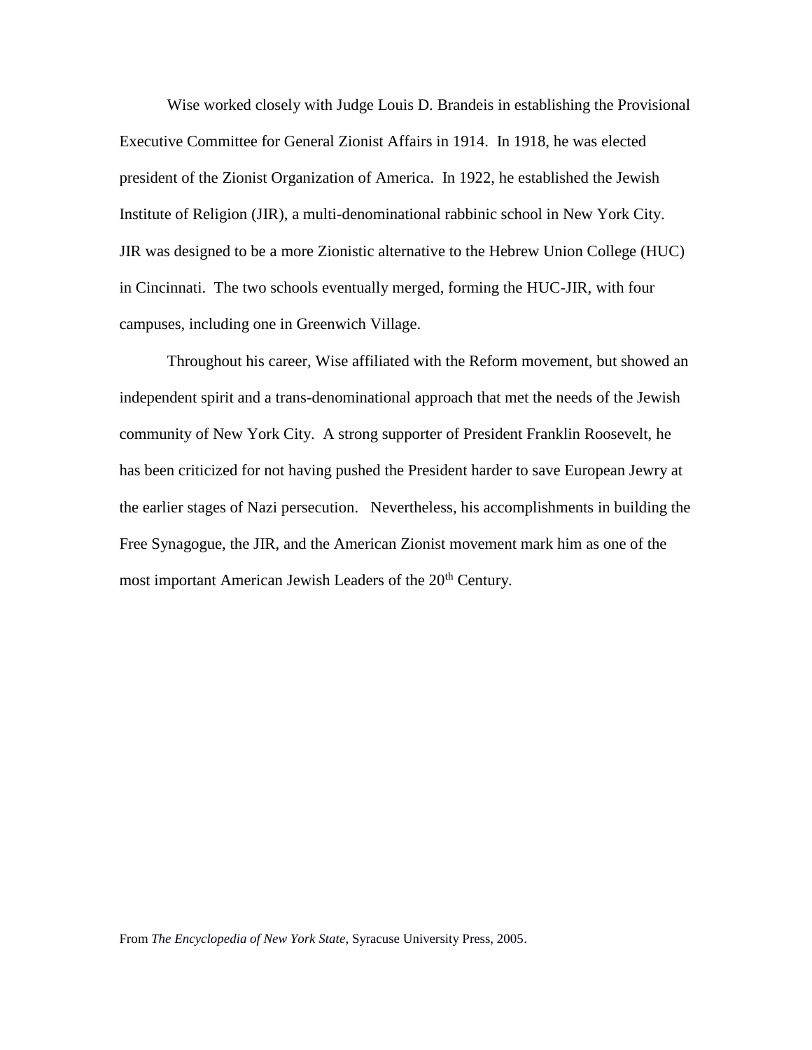Wise worked closely with Judge Louis D. Brandeis in establishing the Provisional Executive Committee for General Zionist Affairs in 1914. In 1918, he was elected president of the Zionist Organization of America. In 1922, he established the Jewish Institute of Religion (JIR), a multi-denominational rabbinic school in New York City. JIR was designed to be a more Zionistic alternative to the Hebrew Union College (HUC) in Cincinnati. The two schools eventually merged, forming the HUC-JIR, with four campuses, including one in Greenwich Village.

Throughout his career, Wise affiliated with the Reform movement, but showed an independent spirit and a trans-denominational approach that met the needs of the Jewish community of New York City. A strong supporter of President Franklin Roosevelt, he has been criticized for not having pushed the President harder to save European Jewry at the earlier stages of Nazi persecution. Nevertheless, his accomplishments in building the Free Synagogue, the JIR, and the American Zionist movement mark him as one of the most important American Jewish Leaders of the 20th Century.

From *The Encyclopedia of New York State*, Syracuse University Press, 2005.